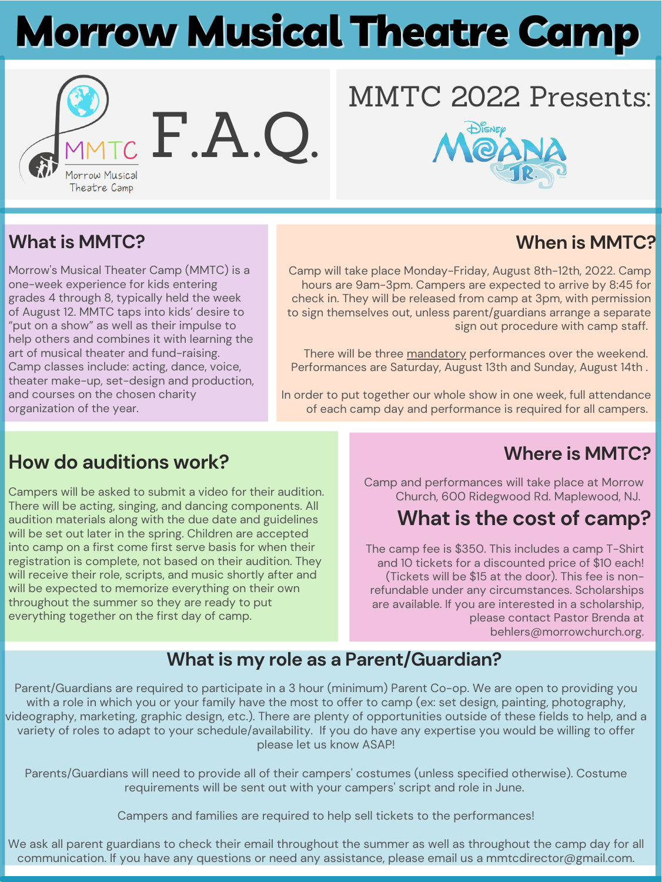# Morrow Musical Theatre Camp

MMTC
Morrow Musical Theatre Camp

# F.A.Q.

MMTC 2022 Presents:

Disney Moana Jr.

## What is MMTC?

Morrow's Musical Theater Camp (MMTC) is a one-week experience for kids entering grades 4 through 8, typically held the week of August 12. MMTC taps into kids' desire to "put on a show" as well as their impulse to help others and combines it with learning the art of musical theater and fund-raising. Camp classes include: acting, dance, voice, theater make-up, set-design and production, and courses on the chosen charity organization of the year.

## When is MMTC?

Camp will take place Monday-Friday, August 8th-12th, 2022. Camp hours are 9am-3pm. Campers are expected to arrive by 8:45 for check in. They will be released from camp at 3pm, with permission to sign themselves out, unless parent/guardians arrange a separate sign out procedure with camp staff.

There will be three mandatory performances over the weekend. Performances are Saturday, August 13th and Sunday, August 14th .

In order to put together our whole show in one week, full attendance of each camp day and performance is required for all campers.

## How do auditions work?

Campers will be asked to submit a video for their audition. There will be acting, singing, and dancing components. All audition materials along with the due date and guidelines will be set out later in the spring. Children are accepted into camp on a first come first serve basis for when their registration is complete, not based on their audition. They will receive their role, scripts, and music shortly after and will be expected to memorize everything on their own throughout the summer so they are ready to put everything together on the first day of camp.

## Where is MMTC?

Camp and performances will take place at Morrow Church, 600 Ridgewood Rd. Maplewood, NJ.

## What is the cost of camp?

The camp fee is $350. This includes a camp T-Shirt and 10 tickets for a discounted price of $10 each! (Tickets will be $15 at the door). This fee is non-refundable under any circumstances. Scholarships are available. If you are interested in a scholarship, please contact Pastor Brenda at behlers@morrowchurch.org.

## What is my role as a Parent/Guardian?

Parent/Guardians are required to participate in a 3 hour (minimum) Parent Co-op. We are open to providing you with a role in which you or your family have the most to offer to camp (ex: set design, painting, photography, videography, marketing, graphic design, etc.). There are plenty of opportunities outside of these fields to help, and a variety of roles to adapt to your schedule/availability. If you do have any expertise you would be willing to offer please let us know ASAP!

Parents/Guardians will need to provide all of their campers' costumes (unless specified otherwise). Costume requirements will be sent out with your campers' script and role in June.

Campers and families are required to help sell tickets to the performances!

We ask all parent guardians to check their email throughout the summer as well as throughout the camp day for all communication. If you have any questions or need any assistance, please email us a mmtcdirector@gmail.com.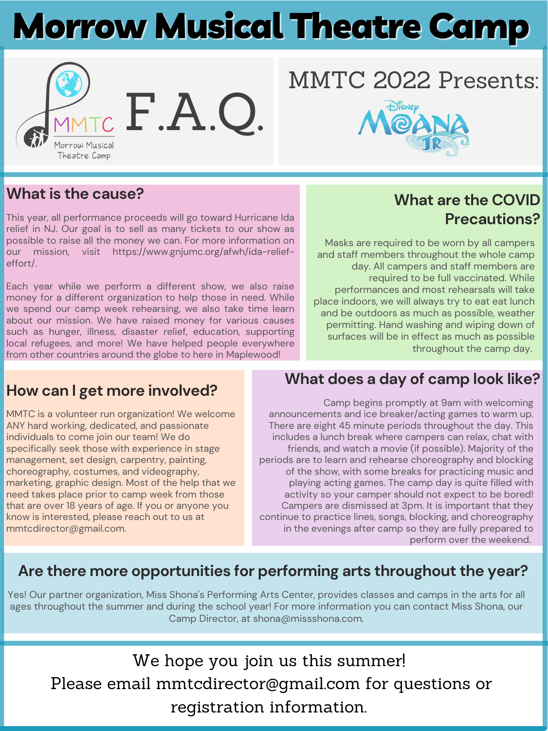# Morrow Musical Theatre Camp

MMTC
Morrow Musical Theatre Camp

# F.A.Q.

MMTC 2022 Presents:

Disney Moana JR.

## What is the cause?

This year, all performance proceeds will go toward Hurricane Ida relief in NJ. Our goal is to sell as many tickets to our show as possible to raise all the money we can. For more information on our mission, visit https://www.gnjumc.org/afwh/ida-relief-effort/.

Each year while we perform a different show, we also raise money for a different organization to help those in need. While we spend our camp week rehearsing, we also take time learn about our mission. We have raised money for various causes such as hunger, illness, disaster relief, education, supporting local refugees, and more! We have helped people everywhere from other countries around the globe to here in Maplewood!

## What are the COVID Precautions?

Masks are required to be worn by all campers and staff members throughout the whole camp day. All campers and staff members are required to be full vaccinated. While performances and most rehearsals will take place indoors, we will always try to eat eat lunch and be outdoors as much as possible, weather permitting. Hand washing and wiping down of surfaces will be in effect as much as possible throughout the camp day.

## How can I get more involved?

MMTC is a volunteer run organization! We welcome ANY hard working, dedicated, and passionate individuals to come join our team! We do specifically seek those with experience in stage management, set design, carpentry, painting, choreography, costumes, and videography, marketing, graphic design. Most of the help that we need takes place prior to camp week from those that are over 18 years of age. If you or anyone you know is interested, please reach out to us at mmtcdirector@gmail.com.

## What does a day of camp look like?

Camp begins promptly at 9am with welcoming announcements and ice breaker/acting games to warm up. There are eight 45 minute periods throughout the day. This includes a lunch break where campers can relax, chat with friends, and watch a movie (if possible). Majority of the periods are to learn and rehearse choreography and blocking of the show, with some breaks for practicing music and playing acting games. The camp day is quite filled with activity so your camper should not expect to be bored! Campers are dismissed at 3pm. It is important that they continue to practice lines, songs, blocking, and choreography in the evenings after camp so they are fully prepared to perform over the weekend.

## Are there more opportunities for performing arts throughout the year?

Yes! Our partner organization, Miss Shona's Performing Arts Center, provides classes and camps in the arts for all ages throughout the summer and during the school year! For more information you can contact Miss Shona, our Camp Director, at shona@missshona.com.

We hope you join us this summer!
Please email mmtcdirector@gmail.com for questions or registration information.